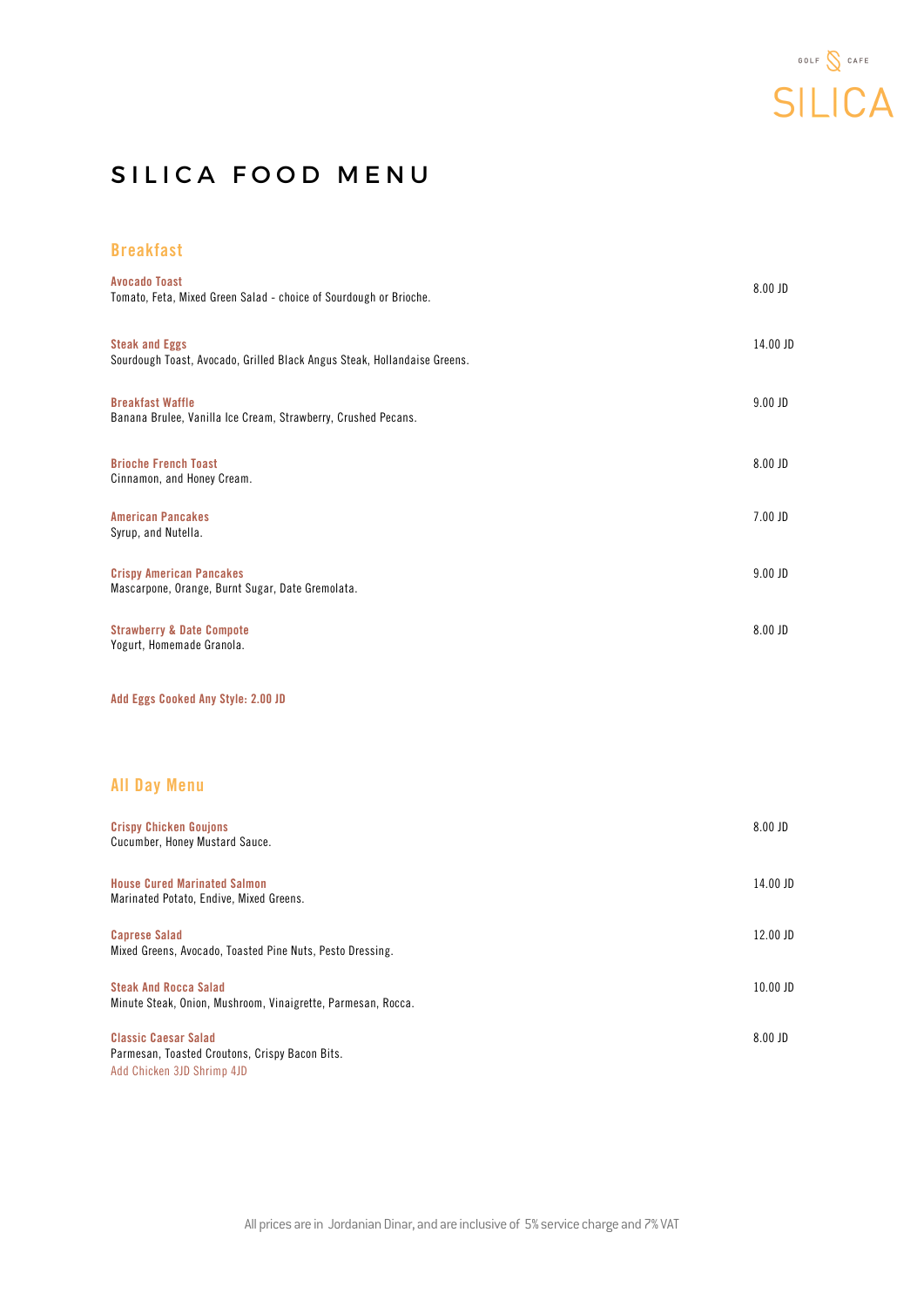GOLF CAFE

SILICA

# SILICA FOOD MENU

## Breakfast

**Avocado Toast** — 8.00 JD
Tomato, Feta, Mixed Green Salad - choice of Sourdough or Brioche.

**Steak and Eggs** — 14.00 JD
Sourdough Toast, Avocado, Grilled Black Angus Steak, Hollandaise Greens.

**Breakfast Waffle** — 9.00 JD
Banana Brulee, Vanilla Ice Cream, Strawberry, Crushed Pecans.

**Brioche French Toast** — 8.00 JD
Cinnamon, and Honey Cream.

**American Pancakes** — 7.00 JD
Syrup, and Nutella.

**Crispy American Pancakes** — 9.00 JD
Mascarpone, Orange, Burnt Sugar, Date Gremolata.

**Strawberry & Date Compote** — 8.00 JD
Yogurt, Homemade Granola.

**Add Eggs Cooked Any Style: 2.00 JD**

## All Day Menu

**Crispy Chicken Goujons** — 8.00 JD
Cucumber, Honey Mustard Sauce.

**House Cured Marinated Salmon** — 14.00 JD
Marinated Potato, Endive, Mixed Greens.

**Caprese Salad** — 12.00 JD
Mixed Greens, Avocado, Toasted Pine Nuts, Pesto Dressing.

**Steak And Rocca Salad** — 10.00 JD
Minute Steak, Onion, Mushroom, Vinaigrette, Parmesan, Rocca.

**Classic Caesar Salad** — 8.00 JD
Parmesan, Toasted Croutons, Crispy Bacon Bits.
Add Chicken 3JD Shrimp 4JD

All prices are in Jordanian Dinar, and are inclusive of 5% service charge and 7% VAT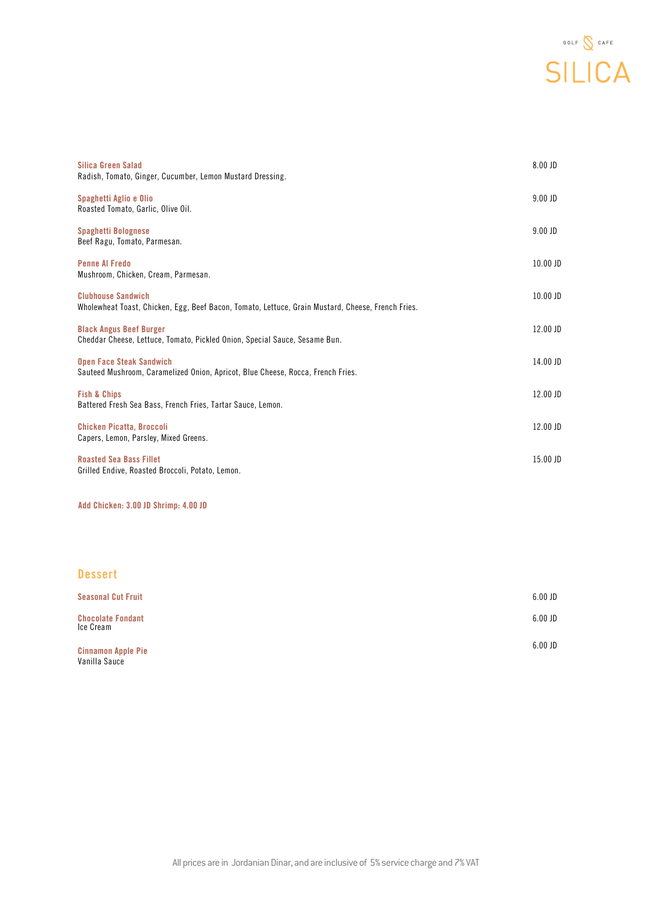GOLF CAFE
SILICA

**Silica Green Salad** — 8.00 JD
Radish, Tomato, Ginger, Cucumber, Lemon Mustard Dressing.

**Spaghetti Aglio e Olio** — 9.00 JD
Roasted Tomato, Garlic, Olive Oil.

**Spaghetti Bolognese** — 9.00 JD
Beef Ragu, Tomato, Parmesan.

**Penne Al Fredo** — 10.00 JD
Mushroom, Chicken, Cream, Parmesan.

**Clubhouse Sandwich** — 10.00 JD
Wholewheat Toast, Chicken, Egg, Beef Bacon, Tomato, Lettuce, Grain Mustard, Cheese, French Fries.

**Black Angus Beef Burger** — 12.00 JD
Cheddar Cheese, Lettuce, Tomato, Pickled Onion, Special Sauce, Sesame Bun.

**Open Face Steak Sandwich** — 14.00 JD
Sauteed Mushroom, Caramelized Onion, Apricot, Blue Cheese, Rocca, French Fries.

**Fish & Chips** — 12.00 JD
Battered Fresh Sea Bass, French Fries, Tartar Sauce, Lemon.

**Chicken Picatta, Broccoli** — 12.00 JD
Capers, Lemon, Parsley, Mixed Greens.

**Roasted Sea Bass Fillet** — 15.00 JD
Grilled Endive, Roasted Broccoli, Potato, Lemon.

**Add Chicken: 3.00 JD Shrimp: 4.00 JD**

## Dessert

**Seasonal Cut Fruit** — 6.00 JD

**Chocolate Fondant** — 6.00 JD
Ice Cream

**Cinnamon Apple Pie** — 6.00 JD
Vanilla Sauce

All prices are in Jordanian Dinar, and are inclusive of 5% service charge and 7% VAT